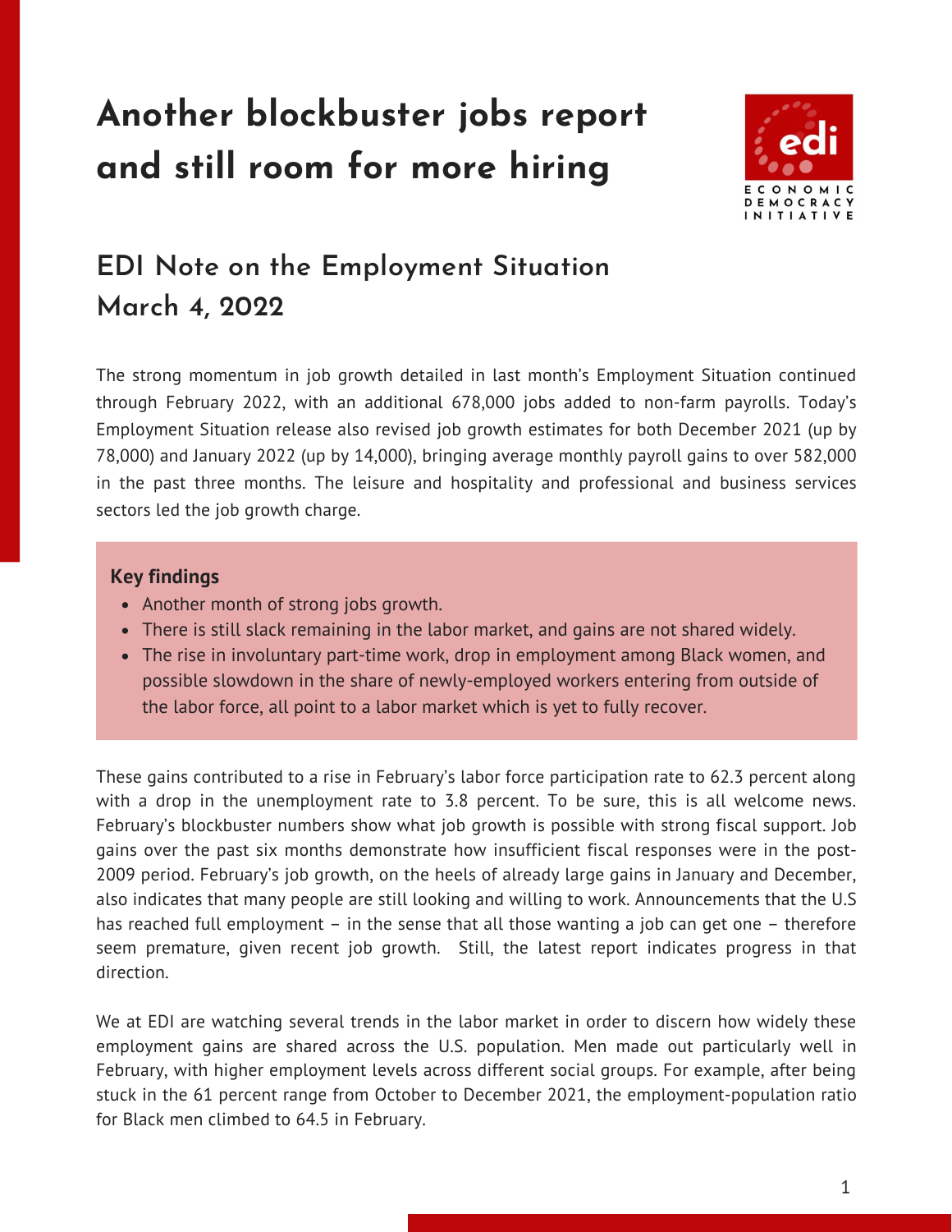# Another blockbuster jobs report and still room for more hiring

## EDI Note on the Employment Situation March 4, 2022

The strong momentum in job growth detailed in last month's Employment Situation continued through February 2022, with an additional 678,000 jobs added to non-farm payrolls. Today's Employment Situation release also revised job growth estimates for both December 2021 (up by 78,000) and January 2022 (up by 14,000), bringing average monthly payroll gains to over 582,000 in the past three months. The leisure and hospitality and professional and business services sectors led the job growth charge.

**Key findings**

- Another month of strong jobs growth.
- There is still slack remaining in the labor market, and gains are not shared widely.
- The rise in involuntary part-time work, drop in employment among Black women, and possible slowdown in the share of newly-employed workers entering from outside of the labor force, all point to a labor market which is yet to fully recover.

These gains contributed to a rise in February's labor force participation rate to 62.3 percent along with a drop in the unemployment rate to 3.8 percent. To be sure, this is all welcome news. February's blockbuster numbers show what job growth is possible with strong fiscal support. Job gains over the past six months demonstrate how insufficient fiscal responses were in the post-2009 period. February's job growth, on the heels of already large gains in January and December, also indicates that many people are still looking and willing to work. Announcements that the U.S has reached full employment – in the sense that all those wanting a job can get one – therefore seem premature, given recent job growth. Still, the latest report indicates progress in that direction.

We at EDI are watching several trends in the labor market in order to discern how widely these employment gains are shared across the U.S. population. Men made out particularly well in February, with higher employment levels across different social groups. For example, after being stuck in the 61 percent range from October to December 2021, the employment-population ratio for Black men climbed to 64.5 in February.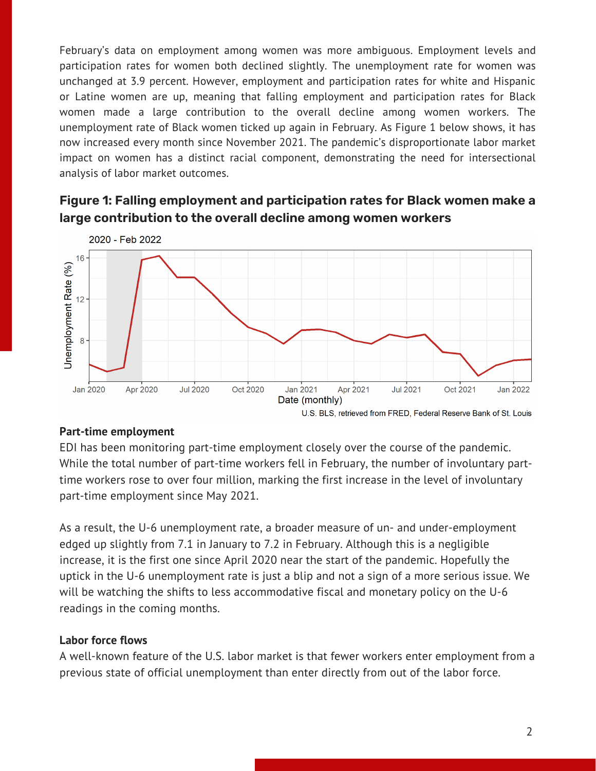February's data on employment among women was more ambiguous. Employment levels and participation rates for women both declined slightly. The unemployment rate for women was unchanged at 3.9 percent. However, employment and participation rates for white and Hispanic or Latine women are up, meaning that falling employment and participation rates for Black women made a large contribution to the overall decline among women workers. The unemployment rate of Black women ticked up again in February. As Figure 1 below shows, it has now increased every month since November 2021. The pandemic's disproportionate labor market impact on women has a distinct racial component, demonstrating the need for intersectional analysis of labor market outcomes.

**Figure 1: Falling employment and participation rates for Black women make a large contribution to the overall decline among women workers**

2020 - Feb 2022

Unemployment Rate (%)

16

12

8

Jan 2020 Apr 2020 Jul 2020 Oct 2020 Jan 2021 Apr 2021 Jul 2021 Oct 2021 Jan 2022

Date (monthly)

U.S. BLS, retrieved from FRED, Federal Reserve Bank of St. Louis

**Part-time employment**

EDI has been monitoring part-time employment closely over the course of the pandemic. While the total number of part-time workers fell in February, the number of involuntary part-time workers rose to over four million, marking the first increase in the level of involuntary part-time employment since May 2021.

As a result, the U-6 unemployment rate, a broader measure of un- and under-employment edged up slightly from 7.1 in January to 7.2 in February. Although this is a negligible increase, it is the first one since April 2020 near the start of the pandemic. Hopefully the uptick in the U-6 unemployment rate is just a blip and not a sign of a more serious issue. We will be watching the shifts to less accommodative fiscal and monetary policy on the U-6 readings in the coming months.

**Labor force flows**

A well-known feature of the U.S. labor market is that fewer workers enter employment from a previous state of official unemployment than enter directly from out of the labor force.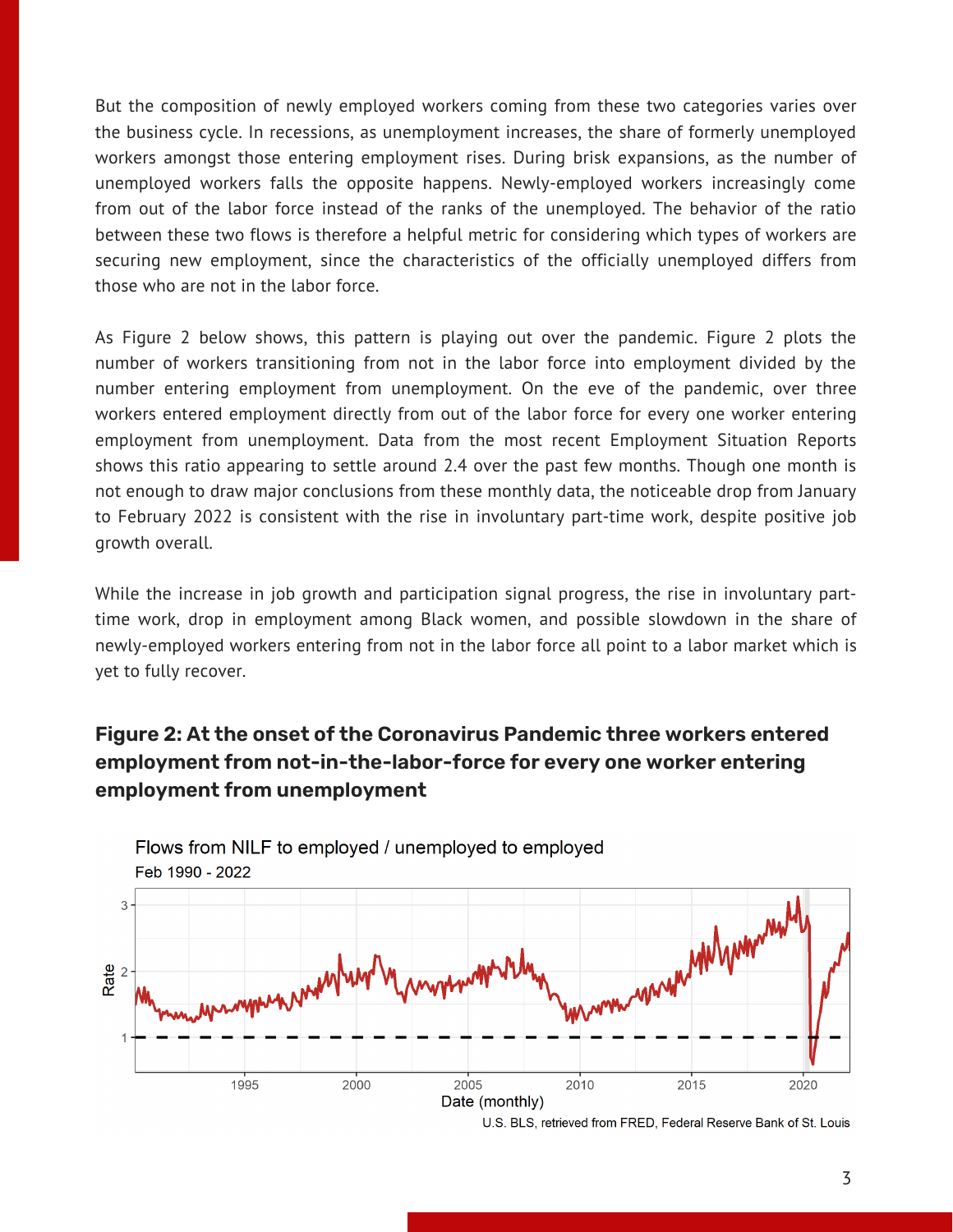But the composition of newly employed workers coming from these two categories varies over the business cycle. In recessions, as unemployment increases, the share of formerly unemployed workers amongst those entering employment rises. During brisk expansions, as the number of unemployed workers falls the opposite happens. Newly-employed workers increasingly come from out of the labor force instead of the ranks of the unemployed. The behavior of the ratio between these two flows is therefore a helpful metric for considering which types of workers are securing new employment, since the characteristics of the officially unemployed differs from those who are not in the labor force.

As Figure 2 below shows, this pattern is playing out over the pandemic. Figure 2 plots the number of workers transitioning from not in the labor force into employment divided by the number entering employment from unemployment. On the eve of the pandemic, over three workers entered employment directly from out of the labor force for every one worker entering employment from unemployment. Data from the most recent Employment Situation Reports shows this ratio appearing to settle around 2.4 over the past few months. Though one month is not enough to draw major conclusions from these monthly data, the noticeable drop from January to February 2022 is consistent with the rise in involuntary part-time work, despite positive job growth overall.

While the increase in job growth and participation signal progress, the rise in involuntary part-time work, drop in employment among Black women, and possible slowdown in the share of newly-employed workers entering from not in the labor force all point to a labor market which is yet to fully recover.

### Figure 2: At the onset of the Coronavirus Pandemic three workers entered employment from not-in-the-labor-force for every one worker entering employment from unemployment

Flows from NILF to employed / unemployed to employed

Feb 1990 - 2022

Rate

3

2

1

1995

2000

2005

2010

2015

2020

Date (monthly)

U.S. BLS, retrieved from FRED, Federal Reserve Bank of St. Louis